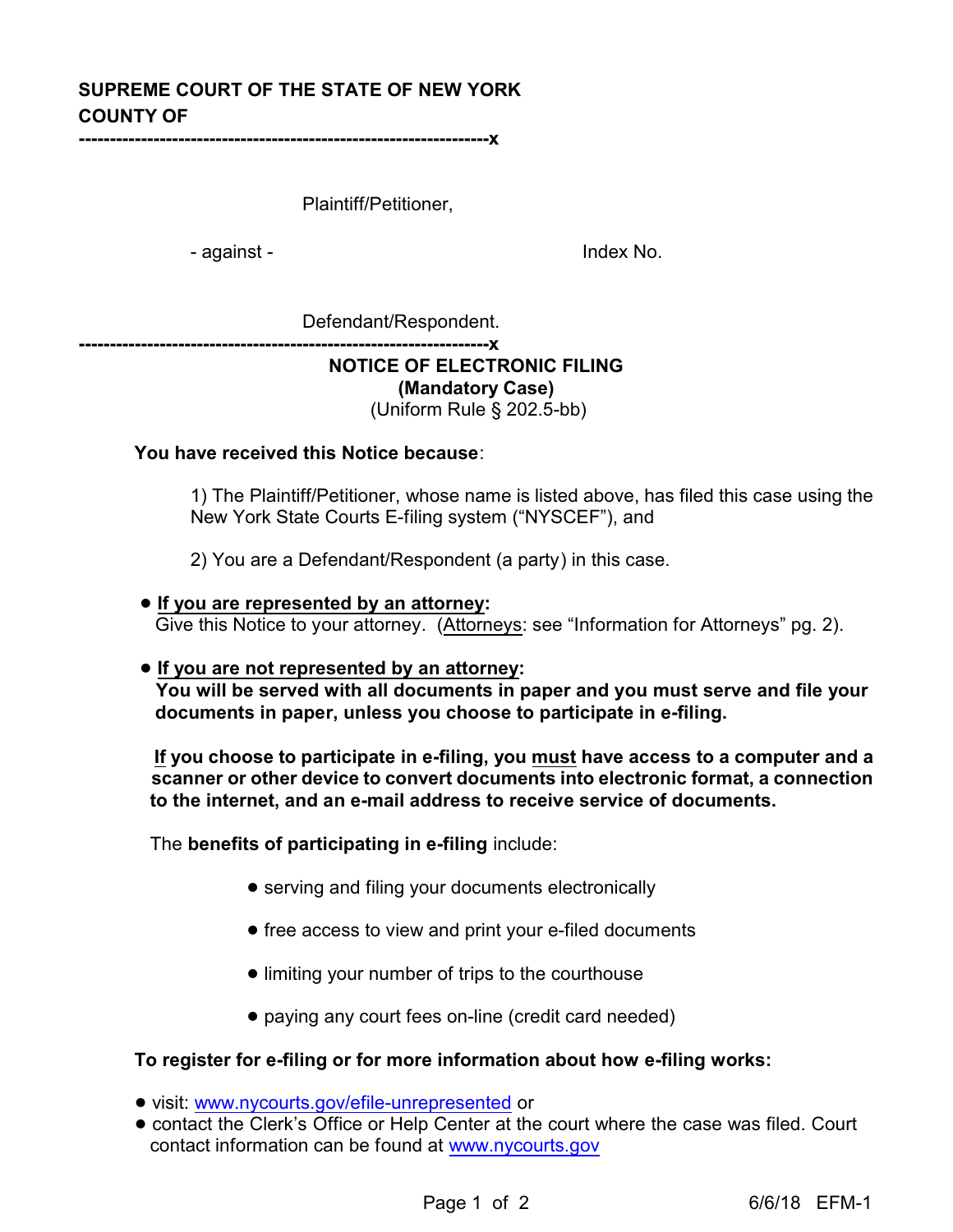**SUPREME COURT OF THE STATE OF NEW YORK**
**COUNTY OF**

-----------------------------------------------------------------x

Plaintiff/Petitioner,

- against - Index No.

Defendant/Respondent.

-----------------------------------------------------------------x

**NOTICE OF ELECTRONIC FILING**
**(Mandatory Case)**
(Uniform Rule § 202.5-bb)

**You have received this Notice because**:

1) The Plaintiff/Petitioner, whose name is listed above, has filed this case using the New York State Courts E-filing system ("NYSCEF"), and

2) You are a Defendant/Respondent (a party) in this case.

- **If you are represented by an attorney:**
  Give this Notice to your attorney. (Attorneys: see "Information for Attorneys" pg. 2).

- **If you are not represented by an attorney:**
  **You will be served with all documents in paper and you must serve and file your documents in paper, unless you choose to participate in e-filing.**

  **If you choose to participate in e-filing, you must have access to a computer and a scanner or other device to convert documents into electronic format, a connection to the internet, and an e-mail address to receive service of documents.**

  The **benefits of participating in e-filing** include:

  - serving and filing your documents electronically
  - free access to view and print your e-filed documents
  - limiting your number of trips to the courthouse
  - paying any court fees on-line (credit card needed)

**To register for e-filing or for more information about how e-filing works:**

- visit: www.nycourts.gov/efile-unrepresented or
- contact the Clerk's Office or Help Center at the court where the case was filed. Court contact information can be found at www.nycourts.gov

6/6/18 EFM-1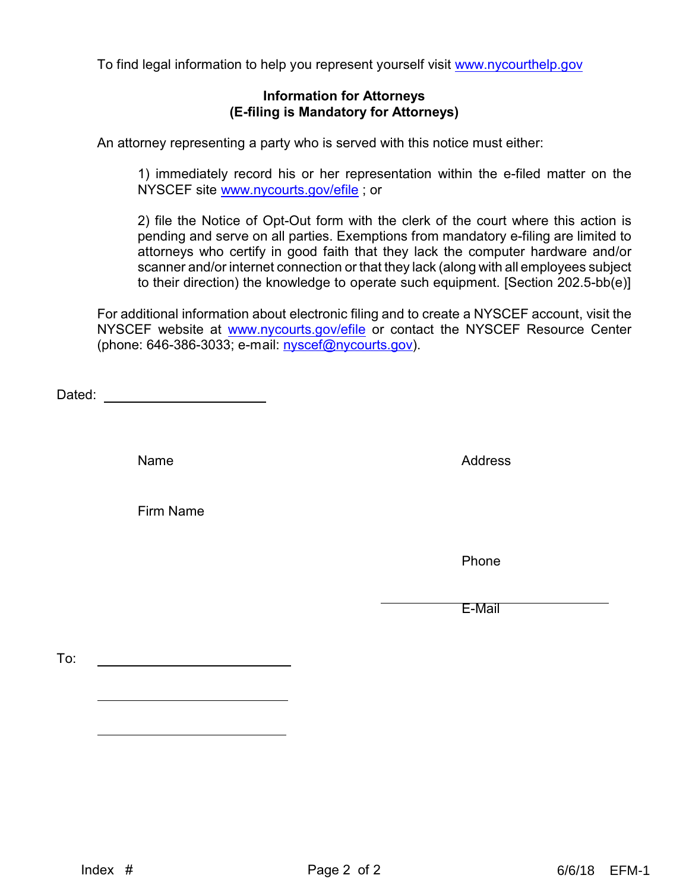To find legal information to help you represent yourself visit www.nycourthelp.gov

**Information for Attorneys**
**(E-filing is Mandatory for Attorneys)**

An attorney representing a party who is served with this notice must either:

1) immediately record his or her representation within the e-filed matter on the NYSCEF site www.nycourts.gov/efile ; or

2) file the Notice of Opt-Out form with the clerk of the court where this action is pending and serve on all parties. Exemptions from mandatory e-filing are limited to attorneys who certify in good faith that they lack the computer hardware and/or scanner and/or internet connection or that they lack (along with all employees subject to their direction) the knowledge to operate such equipment. [Section 202.5-bb(e)]

For additional information about electronic filing and to create a NYSCEF account, visit the NYSCEF website at www.nycourts.gov/efile or contact the NYSCEF Resource Center (phone: 646-386-3033; e-mail: nyscef@nycourts.gov).

Dated: ____________________

Name

Firm Name

Address

Phone

E-Mail

To: ____________________

____________________

____________________

Index #

6/6/18 EFM-1